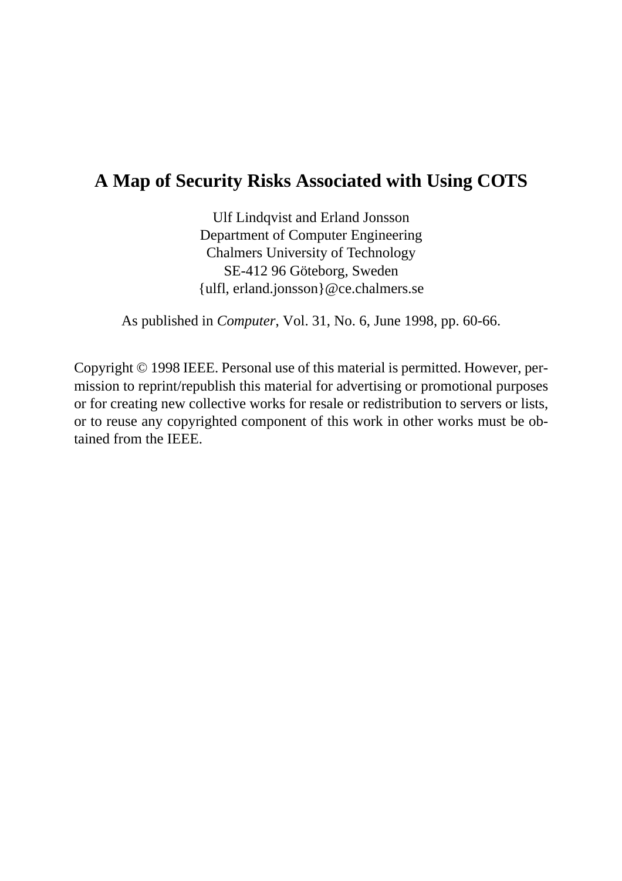# A Map of Security Risks Associated with Using COTS

Ulf Lindqvist and Erland Jonsson
Department of Computer Engineering
Chalmers University of Technology
SE-412 96 Göteborg, Sweden
{ulfl, erland.jonsson}@ce.chalmers.se

As published in *Computer*, Vol. 31, No. 6, June 1998, pp. 60-66.

Copyright © 1998 IEEE. Personal use of this material is permitted. However, permission to reprint/republish this material for advertising or promotional purposes or for creating new collective works for resale or redistribution to servers or lists, or to reuse any copyrighted component of this work in other works must be obtained from the IEEE.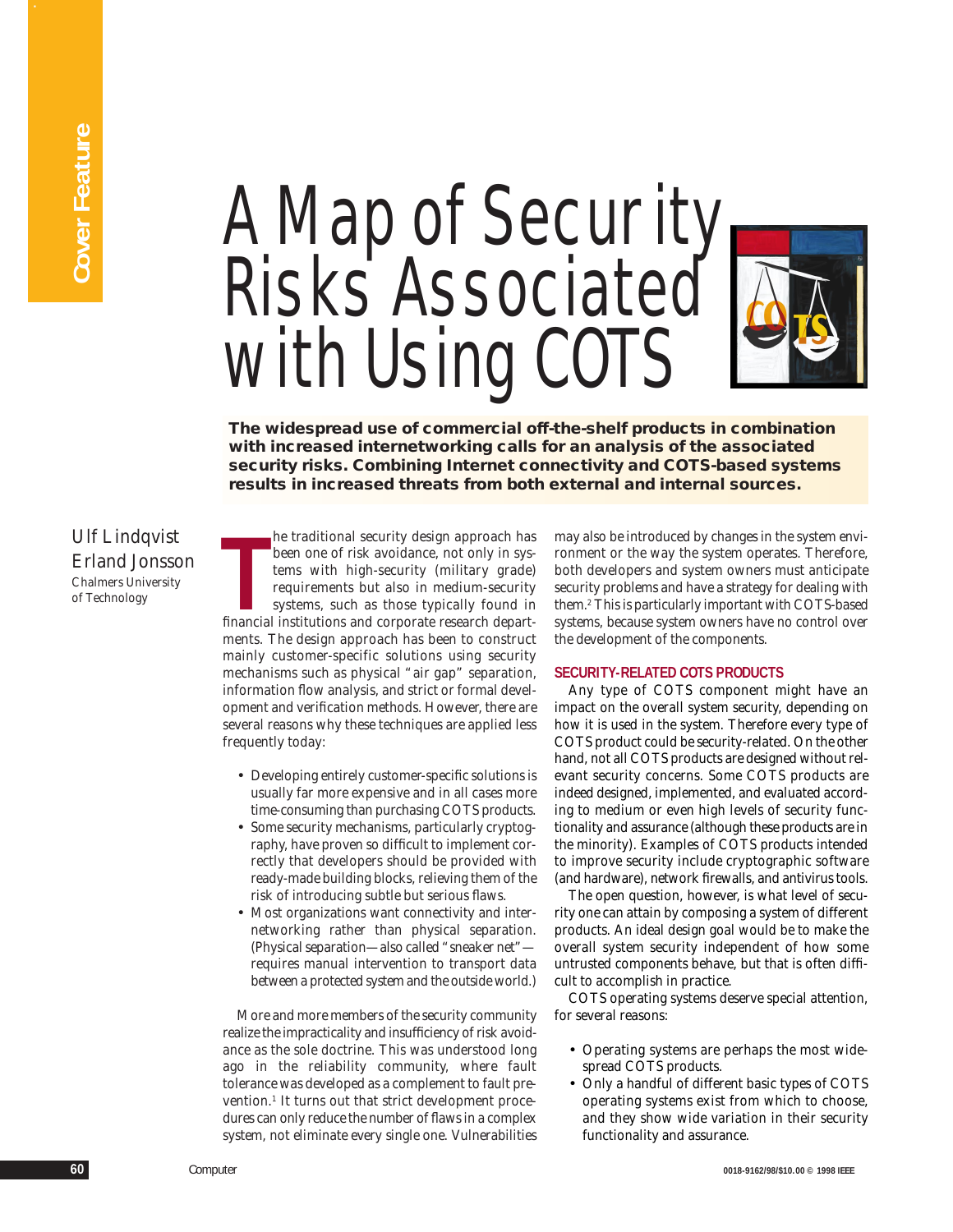# A Map of Security Risks Associated with Using COTS

**The widespread use of commercial off-the-shelf products in combination with increased internetworking calls for an analysis of the associated security risks. Combining Internet connectivity and COTS-based systems results in increased threats from both external and internal sources.**

Ulf Lindqvist
Erland Jonsson
Chalmers University of Technology

The traditional security design approach has been one of risk avoidance, not only in systems with high-security (military grade) requirements but also in medium-security systems, such as those typically found in financial institutions and corporate research departments. The design approach has been to construct mainly customer-specific solutions using security mechanisms such as physical "air gap" separation, information flow analysis, and strict or formal development and verification methods. However, there are several reasons why these techniques are applied less frequently today:

- Developing entirely customer-specific solutions is usually far more expensive and in all cases more time-consuming than purchasing COTS products.
- Some security mechanisms, particularly cryptography, have proven so difficult to implement correctly that developers should be provided with ready-made building blocks, relieving them of the risk of introducing subtle but serious flaws.
- Most organizations want connectivity and internetworking rather than physical separation. (Physical separation—also called "sneaker net"—requires manual intervention to transport data between a protected system and the outside world.)

More and more members of the security community realize the impracticality and insufficiency of risk avoidance as the sole doctrine. This was understood long ago in the reliability community, where fault tolerance was developed as a complement to fault prevention.[1] It turns out that strict development procedures can only reduce the number of flaws in a complex system, not eliminate every single one. Vulnerabilities may also be introduced by changes in the system environment or the way the system operates. Therefore, both developers and system owners must anticipate security problems and have a strategy for dealing with them.[2] This is particularly important with COTS-based systems, because system owners have no control over the development of the components.

## SECURITY-RELATED COTS PRODUCTS

Any type of COTS component might have an impact on the overall system security, depending on how it is used in the system. Therefore every type of COTS product could be security-related. On the other hand, not all COTS products are designed without relevant security concerns. Some COTS products are indeed designed, implemented, and evaluated according to medium or even high levels of security functionality and assurance (although these products are in the minority). Examples of COTS products intended to improve security include cryptographic software (and hardware), network firewalls, and antivirus tools.

The open question, however, is what level of security one can attain by composing a system of different products. An ideal design goal would be to make the overall system security independent of how some untrusted components behave, but that is often difficult to accomplish in practice.

COTS operating systems deserve special attention, for several reasons:

- Operating systems are perhaps the most widespread COTS products.
- Only a handful of different basic types of COTS operating systems exist from which to choose, and they show wide variation in their security functionality and assurance.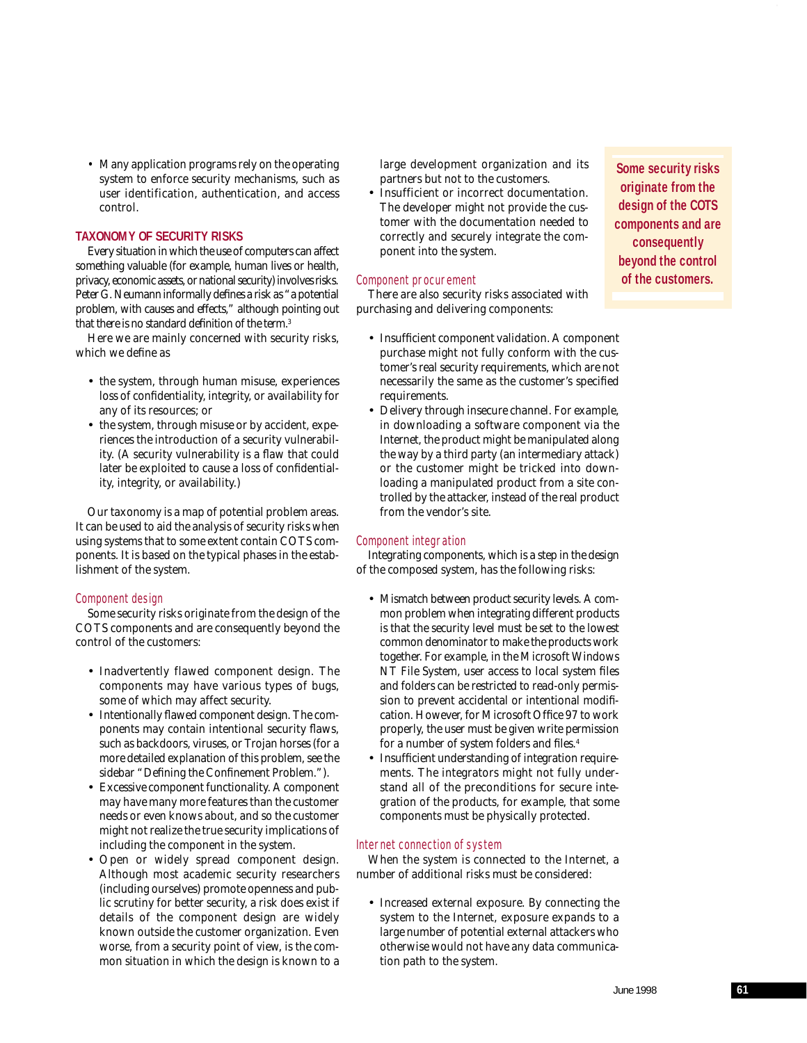- Many application programs rely on the operating system to enforce security mechanisms, such as user identification, authentication, and access control.

## TAXONOMY OF SECURITY RISKS

Every situation in which the use of computers can affect something valuable (for example, human lives or health, privacy, economic assets, or national security) involves risks. Peter G. Neumann informally defines a risk as "a potential problem, with causes and effects," although pointing out that there is no standard definition of the term.[3]

Here we are mainly concerned with security risks, which we define as

- the system, through human misuse, experiences loss of confidentiality, integrity, or availability for any of its resources; or
- the system, through misuse or by accident, experiences the introduction of a security vulnerability. (A security vulnerability is a flaw that could later be exploited to cause a loss of confidentiality, integrity, or availability.)

Our taxonomy is a map of potential problem areas. It can be used to aid the analysis of security risks when using systems that to some extent contain COTS components. It is based on the typical phases in the establishment of the system.

### *Component design*

Some security risks originate from the design of the COTS components and are consequently beyond the control of the customers:

- Inadvertently flawed component design. The components may have various types of bugs, some of which may affect security.
- Intentionally flawed component design. The components may contain intentional security flaws, such as backdoors, viruses, or Trojan horses (for a more detailed explanation of this problem, see the sidebar "Defining the Confinement Problem.").
- Excessive component functionality. A component may have many more features than the customer needs or even knows about, and so the customer might not realize the true security implications of including the component in the system.
- Open or widely spread component design. Although most academic security researchers (including ourselves) promote openness and public scrutiny for better security, a risk does exist if details of the component design are widely known outside the customer organization. Even worse, from a security point of view, is the common situation in which the design is known to a large development organization and its partners but not to the customers.
- Insufficient or incorrect documentation. The developer might not provide the customer with the documentation needed to correctly and securely integrate the component into the system.

**Some security risks originate from the design of the COTS components and are consequently beyond the control of the customers.**

### *Component procurement*

There are also security risks associated with purchasing and delivering components:

- Insufficient component validation. A component purchase might not fully conform with the customer's real security requirements, which are not necessarily the same as the customer's specified requirements.
- Delivery through insecure channel. For example, in downloading a software component via the Internet, the product might be manipulated along the way by a third party (an intermediary attack) or the customer might be tricked into downloading a manipulated product from a site controlled by the attacker, instead of the real product from the vendor's site.

### *Component integration*

Integrating components, which is a step in the design of the composed system, has the following risks:

- Mismatch between product security levels. A common problem when integrating different products is that the security level must be set to the lowest common denominator to make the products work together. For example, in the Microsoft Windows NT File System, user access to local system files and folders can be restricted to read-only permission to prevent accidental or intentional modification. However, for Microsoft Office 97 to work properly, the user must be given write permission for a number of system folders and files.[4]
- Insufficient understanding of integration requirements. The integrators might not fully understand all of the preconditions for secure integration of the products, for example, that some components must be physically protected.

### *Internet connection of system*

When the system is connected to the Internet, a number of additional risks must be considered:

- Increased external exposure. By connecting the system to the Internet, exposure expands to a large number of potential external attackers who otherwise would not have any data communication path to the system.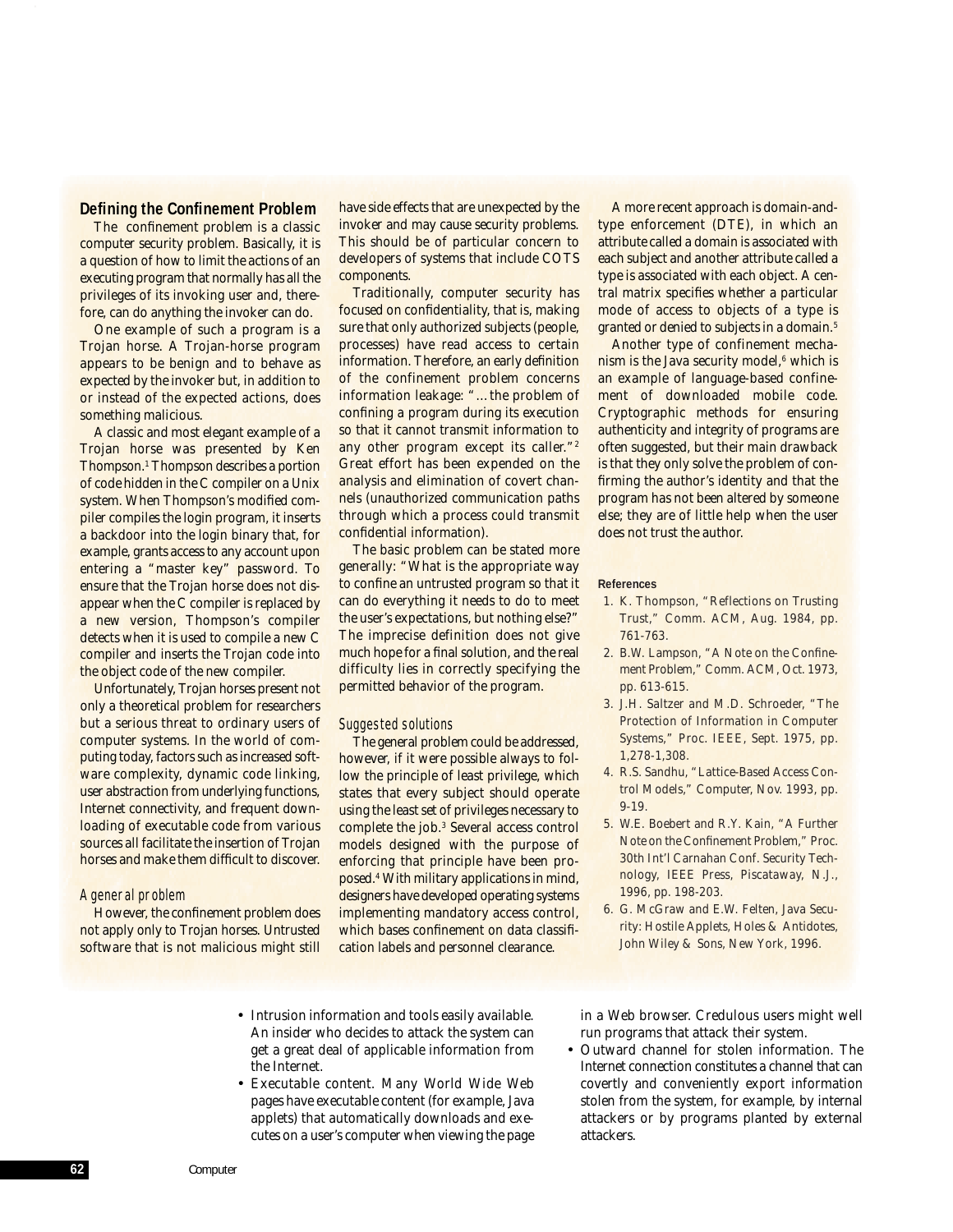## Defining the Confinement Problem

The confinement problem is a classic computer security problem. Basically, it is a question of how to limit the actions of an executing program that normally has all the privileges of its invoking user and, therefore, can do anything the invoker can do.

One example of such a program is a Trojan horse. A Trojan-horse program appears to be benign and to behave as expected by the invoker but, in addition to or instead of the expected actions, does something malicious.

A classic and most elegant example of a Trojan horse was presented by Ken Thompson.[1] Thompson describes a portion of code hidden in the C compiler on a Unix system. When Thompson's modified compiler compiles the login program, it inserts a backdoor into the login binary that, for example, grants access to any account upon entering a "master key" password. To ensure that the Trojan horse does not disappear when the C compiler is replaced by a new version, Thompson's compiler detects when it is used to compile a new C compiler and inserts the Trojan code into the object code of the new compiler.

Unfortunately, Trojan horses present not only a theoretical problem for researchers but a serious threat to ordinary users of computer systems. In the world of computing today, factors such as increased software complexity, dynamic code linking, user abstraction from underlying functions, Internet connectivity, and frequent downloading of executable code from various sources all facilitate the insertion of Trojan horses and make them difficult to discover.

### A general problem

However, the confinement problem does not apply only to Trojan horses. Untrusted software that is not malicious might still have side effects that are unexpected by the invoker and may cause security problems. This should be of particular concern to developers of systems that include COTS components.

Traditionally, computer security has focused on confidentiality, that is, making sure that only authorized subjects (people, processes) have read access to certain information. Therefore, an early definition of the confinement problem concerns information leakage: "…the problem of confining a program during its execution so that it cannot transmit information to any other program except its caller."[2] Great effort has been expended on the analysis and elimination of covert channels (unauthorized communication paths through which a process could transmit confidential information).

The basic problem can be stated more generally: "What is the appropriate way to confine an untrusted program so that it can do everything it needs to do to meet the user's expectations, but nothing else?" The imprecise definition does not give much hope for a final solution, and the real difficulty lies in correctly specifying the permitted behavior of the program.

### Suggested solutions

The general problem could be addressed, however, if it were possible always to follow the principle of least privilege, which states that every subject should operate using the least set of privileges necessary to complete the job.[3] Several access control models designed with the purpose of enforcing that principle have been proposed.[4] With military applications in mind, designers have developed operating systems implementing mandatory access control, which bases confinement on data classification labels and personnel clearance.

A more recent approach is domain-and-type enforcement (DTE), in which an attribute called a domain is associated with each subject and another attribute called a type is associated with each object. A central matrix specifies whether a particular mode of access to objects of a type is granted or denied to subjects in a domain.[5]

Another type of confinement mechanism is the Java security model,[6] which is an example of language-based confinement of downloaded mobile code. Cryptographic methods for ensuring authenticity and integrity of programs are often suggested, but their main drawback is that they only solve the problem of confirming the author's identity and that the program has not been altered by someone else; they are of little help when the user does not trust the author.

#### References

1. K. Thompson, "Reflections on Trusting Trust," Comm. ACM, Aug. 1984, pp. 761-763.
2. B.W. Lampson, "A Note on the Confinement Problem," Comm. ACM, Oct. 1973, pp. 613-615.
3. J.H. Saltzer and M.D. Schroeder, "The Protection of Information in Computer Systems," Proc. IEEE, Sept. 1975, pp. 1,278-1,308.
4. R.S. Sandhu, "Lattice-Based Access Control Models," Computer, Nov. 1993, pp. 9-19.
5. W.E. Boebert and R.Y. Kain, "A Further Note on the Confinement Problem," Proc. 30th Int'l Carnahan Conf. Security Technology, IEEE Press, Piscataway, N.J., 1996, pp. 198-203.
6. G. McGraw and E.W. Felten, Java Security: Hostile Applets, Holes & Antidotes, John Wiley & Sons, New York, 1996.

---

- Intrusion information and tools easily available. An insider who decides to attack the system can get a great deal of applicable information from the Internet.
- Executable content. Many World Wide Web pages have executable content (for example, Java applets) that automatically downloads and executes on a user's computer when viewing the page in a Web browser. Credulous users might well run programs that attack their system.
- Outward channel for stolen information. The Internet connection constitutes a channel that can covertly and conveniently export information stolen from the system, for example, by internal attackers or by programs planted by external attackers.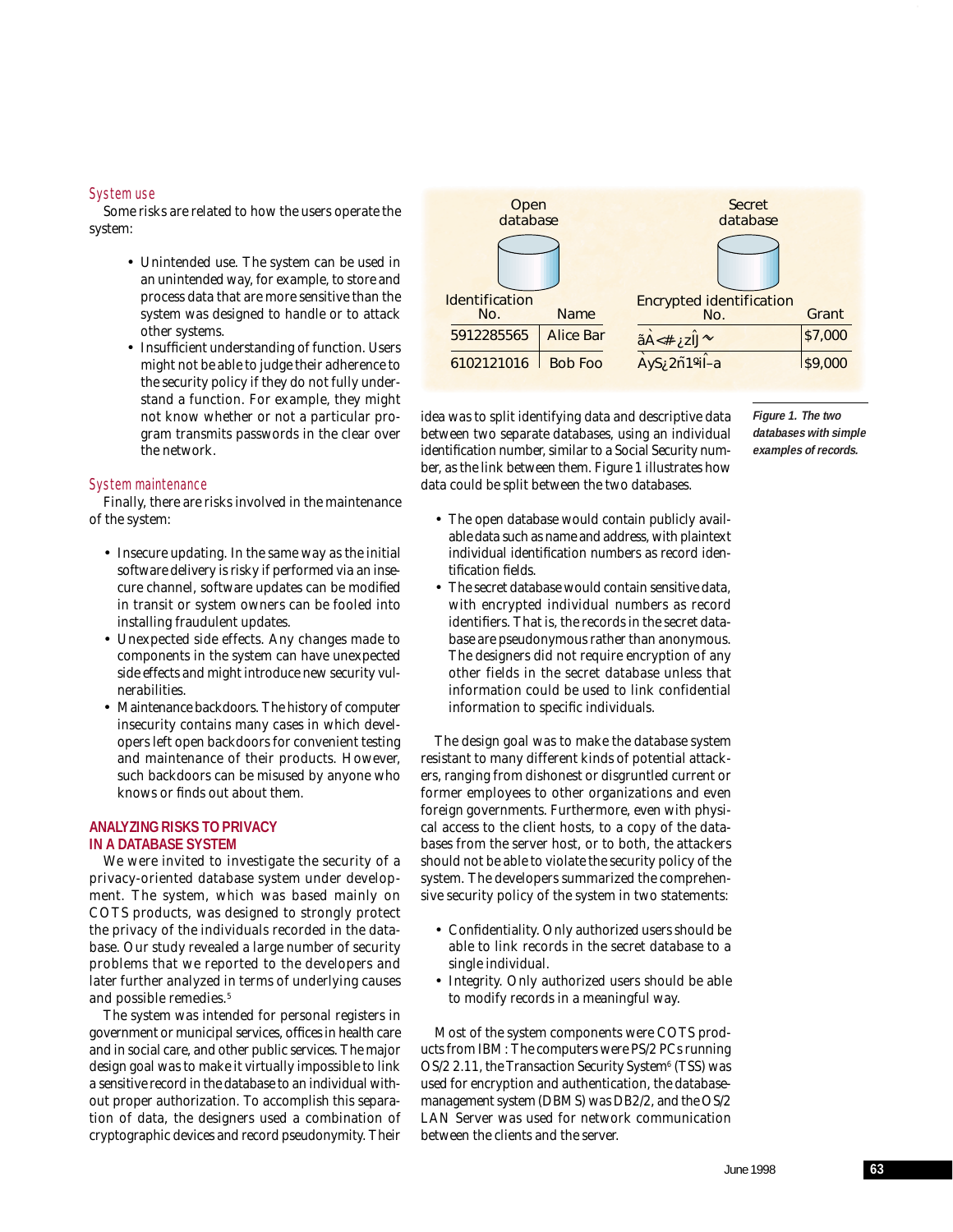### System use

Some risks are related to how the users operate the system:

- Unintended use. The system can be used in an unintended way, for example, to store and process data that are more sensitive than the system was designed to handle or to attack other systems.
- Insufficient understanding of function. Users might not be able to judge their adherence to the security policy if they do not fully understand a function. For example, they might not know whether or not a particular program transmits passwords in the clear over the network.

### System maintenance

Finally, there are risks involved in the maintenance of the system:

- Insecure updating. In the same way as the initial software delivery is risky if performed via an insecure channel, software updates can be modified in transit or system owners can be fooled into installing fraudulent updates.
- Unexpected side effects. Any changes made to components in the system can have unexpected side effects and might introduce new security vulnerabilities.
- Maintenance backdoors. The history of computer insecurity contains many cases in which developers left open backdoors for convenient testing and maintenance of their products. However, such backdoors can be misused by anyone who knows or finds out about them.

## ANALYZING RISKS TO PRIVACY IN A DATABASE SYSTEM

We were invited to investigate the security of a privacy-oriented database system under development. The system, which was based mainly on COTS products, was designed to strongly protect the privacy of the individuals recorded in the database. Our study revealed a large number of security problems that we reported to the developers and later further analyzed in terms of underlying causes and possible remedies.[5]

The system was intended for personal registers in government or municipal services, offices in health care and in social care, and other public services. The major design goal was to make it virtually impossible to link a sensitive record in the database to an individual without proper authorization. To accomplish this separation of data, the designers used a combination of cryptographic devices and record pseudonymity. Their idea was to split identifying data and descriptive data between two separate databases, using an individual identification number, similar to a Social Security number, as the link between them. Figure 1 illustrates how data could be split between the two databases.

Open database

| Identification No. | Name |
|---|---|
| 5912285565 | Alice Bar |
| 6102121016 | Bob Foo |

Secret database

| Encrypted identification No. | Grant |
|---|---|
| ãÀ<#¿zÎĴ~ | $7,000 |
| AyS¿2ñ1ºÎ–a | $9,000 |

**Figure 1. The two databases with simple examples of records.**

- The open database would contain publicly available data such as name and address, with plaintext individual identification numbers as record identification fields.
- The secret database would contain sensitive data, with encrypted individual numbers as record identifiers. That is, the records in the secret database are pseudonymous rather than anonymous. The designers did not require encryption of any other fields in the secret database unless that information could be used to link confidential information to specific individuals.

The design goal was to make the database system resistant to many different kinds of potential attackers, ranging from dishonest or disgruntled current or former employees to other organizations and even foreign governments. Furthermore, even with physical access to the client hosts, to a copy of the databases from the server host, or to both, the attackers should not be able to violate the security policy of the system. The developers summarized the comprehensive security policy of the system in two statements:

- Confidentiality. Only authorized users should be able to link records in the secret database to a single individual.
- Integrity. Only authorized users should be able to modify records in a meaningful way.

Most of the system components were COTS products from IBM: The computers were PS/2 PCs running OS/2 2.11, the Transaction Security System[6] (TSS) was used for encryption and authentication, the database-management system (DBMS) was DB2/2, and the OS/2 LAN Server was used for network communication between the clients and the server.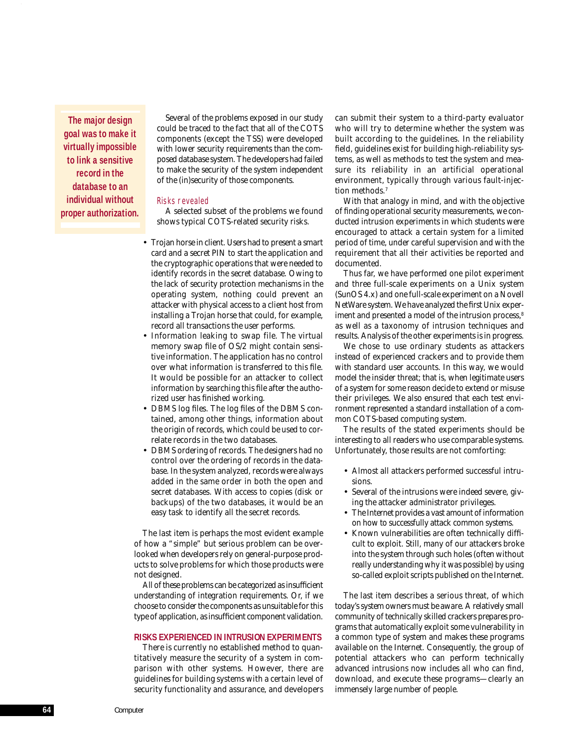**The major design goal was to make it virtually impossible to link a sensitive record in the database to an individual without proper authorization.**

Several of the problems exposed in our study could be traced to the fact that all of the COTS components (except the TSS) were developed with lower security requirements than the composed database system. The developers had failed to make the security of the system independent of the (in)security of those components.

### Risks revealed

A selected subset of the problems we found shows typical COTS-related security risks.

- Trojan horse in client. Users had to present a smart card and a secret PIN to start the application and the cryptographic operations that were needed to identify records in the secret database. Owing to the lack of security protection mechanisms in the operating system, nothing could prevent an attacker with physical access to a client host from installing a Trojan horse that could, for example, record all transactions the user performs.
- Information leaking to swap file. The virtual memory swap file of OS/2 might contain sensitive information. The application has no control over what information is transferred to this file. It would be possible for an attacker to collect information by searching this file after the authorized user has finished working.
- DBMS log files. The log files of the DBMS contained, among other things, information about the origin of records, which could be used to correlate records in the two databases.
- DBMS ordering of records. The designers had no control over the ordering of records in the database. In the system analyzed, records were always added in the same order in both the open and secret databases. With access to copies (disk or backups) of the two databases, it would be an easy task to identify all the secret records.

The last item is perhaps the most evident example of how a "simple" but serious problem can be overlooked when developers rely on general-purpose products to solve problems for which those products were not designed.

All of these problems can be categorized as insufficient understanding of integration requirements. Or, if we choose to consider the components as unsuitable for this type of application, as insufficient component validation.

## RISKS EXPERIENCED IN INTRUSION EXPERIMENTS

There is currently no established method to quantitatively measure the security of a system in comparison with other systems. However, there are guidelines for building systems with a certain level of security functionality and assurance, and developers can submit their system to a third-party evaluator who will try to determine whether the system was built according to the guidelines. In the reliability field, guidelines exist for building high-reliability systems, as well as methods to test the system and measure its reliability in an artificial operational environment, typically through various fault-injection methods.[7]

With that analogy in mind, and with the objective of finding operational security measurements, we conducted intrusion experiments in which students were encouraged to attack a certain system for a limited period of time, under careful supervision and with the requirement that all their activities be reported and documented.

Thus far, we have performed one pilot experiment and three full-scale experiments on a Unix system (SunOS 4.x) and one full-scale experiment on a Novell NetWare system. We have analyzed the first Unix experiment and presented a model of the intrusion process,[8] as well as a taxonomy of intrusion techniques and results. Analysis of the other experiments is in progress.

We chose to use ordinary students as attackers instead of experienced crackers and to provide them with standard user accounts. In this way, we would model the insider threat; that is, when legitimate users of a system for some reason decide to extend or misuse their privileges. We also ensured that each test environment represented a standard installation of a common COTS-based computing system.

The results of the stated experiments should be interesting to all readers who use comparable systems. Unfortunately, those results are not comforting:

- Almost all attackers performed successful intrusions.
- Several of the intrusions were indeed severe, giving the attacker administrator privileges.
- The Internet provides a vast amount of information on how to successfully attack common systems.
- Known vulnerabilities are often technically difficult to exploit. Still, many of our attackers broke into the system through such holes (often without really understanding why it was possible) by using so-called exploit scripts published on the Internet.

The last item describes a serious threat, of which today's system owners must be aware. A relatively small community of technically skilled crackers prepares programs that automatically exploit some vulnerability in a common type of system and makes these programs available on the Internet. Consequently, the group of potential attackers who can perform technically advanced intrusions now includes all who can find, download, and execute these programs—clearly an immensely large number of people.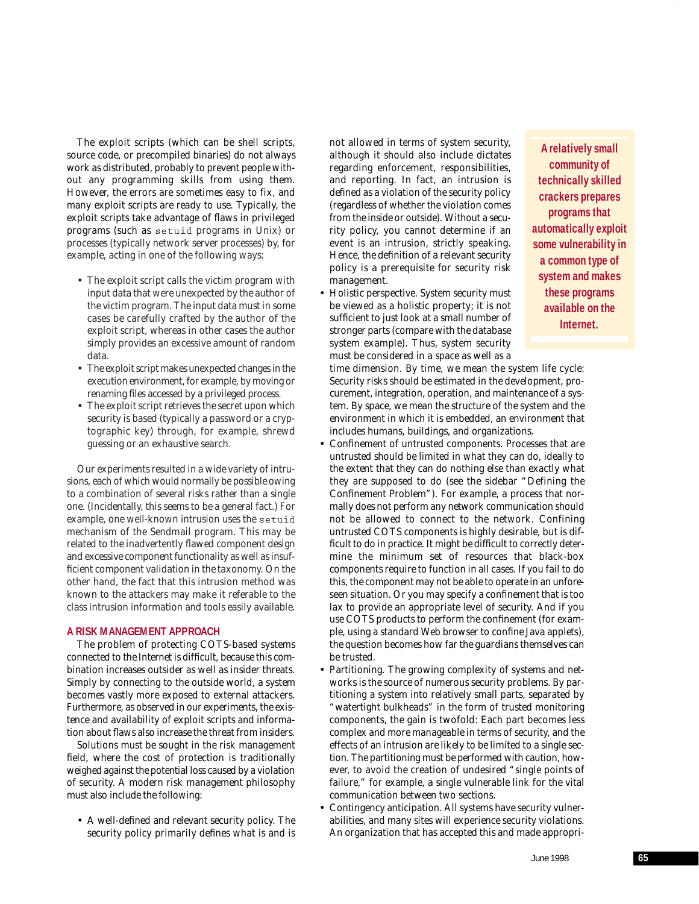The exploit scripts (which can be shell scripts, source code, or precompiled binaries) do not always work as distributed, probably to prevent people without any programming skills from using them. However, the errors are sometimes easy to fix, and many exploit scripts are ready to use. Typically, the exploit scripts take advantage of flaws in privileged programs (such as `setuid` programs in Unix) or processes (typically network server processes) by, for example, acting in one of the following ways:

- The exploit script calls the victim program with input data that were unexpected by the author of the victim program. The input data must in some cases be carefully crafted by the author of the exploit script, whereas in other cases the author simply provides an excessive amount of random data.
- The exploit script makes unexpected changes in the execution environment, for example, by moving or renaming files accessed by a privileged process.
- The exploit script retrieves the secret upon which security is based (typically a password or a cryptographic key) through, for example, shrewd guessing or an exhaustive search.

Our experiments resulted in a wide variety of intrusions, each of which would normally be possible owing to a combination of several risks rather than a single one. (Incidentally, this seems to be a general fact.) For example, one well-known intrusion uses the `setuid` mechanism of the Sendmail program. This may be related to the inadvertently flawed component design and excessive component functionality as well as insufficient component validation in the taxonomy. On the other hand, the fact that this intrusion method was known to the attackers may make it referable to the class intrusion information and tools easily available.

## A RISK MANAGEMENT APPROACH

The problem of protecting COTS-based systems connected to the Internet is difficult, because this combination increases outsider as well as insider threats. Simply by connecting to the outside world, a system becomes vastly more exposed to external attackers. Furthermore, as observed in our experiments, the existence and availability of exploit scripts and information about flaws also increase the threat from insiders.

Solutions must be sought in the risk management field, where the cost of protection is traditionally weighed against the potential loss caused by a violation of security. A modern risk management philosophy must also include the following:

- A well-defined and relevant security policy. The security policy primarily defines what is and is not allowed in terms of system security, although it should also include dictates regarding enforcement, responsibilities, and reporting. In fact, an intrusion is defined as a violation of the security policy (regardless of whether the violation comes from the inside or outside). Without a security policy, you cannot determine if an event is an intrusion, strictly speaking. Hence, the definition of a relevant security policy is a prerequisite for security risk management.
- Holistic perspective. System security must be viewed as a holistic property; it is not sufficient to just look at a small number of stronger parts (compare with the database system example). Thus, system security must be considered in a space as well as a time dimension. By time, we mean the system life cycle: Security risks should be estimated in the development, procurement, integration, operation, and maintenance of a system. By space, we mean the structure of the system and the environment in which it is embedded, an environment that includes humans, buildings, and organizations.
- Confinement of untrusted components. Processes that are untrusted should be limited in what they can do, ideally to the extent that they can do nothing else than exactly what they are supposed to do (see the sidebar "Defining the Confinement Problem"). For example, a process that normally does not perform any network communication should not be allowed to connect to the network. Confining untrusted COTS components is highly desirable, but is difficult to do in practice. It might be difficult to correctly determine the minimum set of resources that black-box components require to function in all cases. If you fail to do this, the component may not be able to operate in an unforeseen situation. Or you may specify a confinement that is too lax to provide an appropriate level of security. And if you use COTS products to perform the confinement (for example, using a standard Web browser to confine Java applets), the question becomes how far the guardians themselves can be trusted.
- Partitioning. The growing complexity of systems and networks is the source of numerous security problems. By partitioning a system into relatively small parts, separated by "watertight bulkheads" in the form of trusted monitoring components, the gain is twofold: Each part becomes less complex and more manageable in terms of security, and the effects of an intrusion are likely to be limited to a single section. The partitioning must be performed with caution, however, to avoid the creation of undesired "single points of failure," for example, a single vulnerable link for the vital communication between two sections.
- Contingency anticipation. All systems have security vulnerabilities, and many sites will experience security violations. An organization that has accepted this and made appropri-

**A relatively small community of technically skilled crackers prepares programs that automatically exploit some vulnerability in a common type of system and makes these programs available on the Internet.**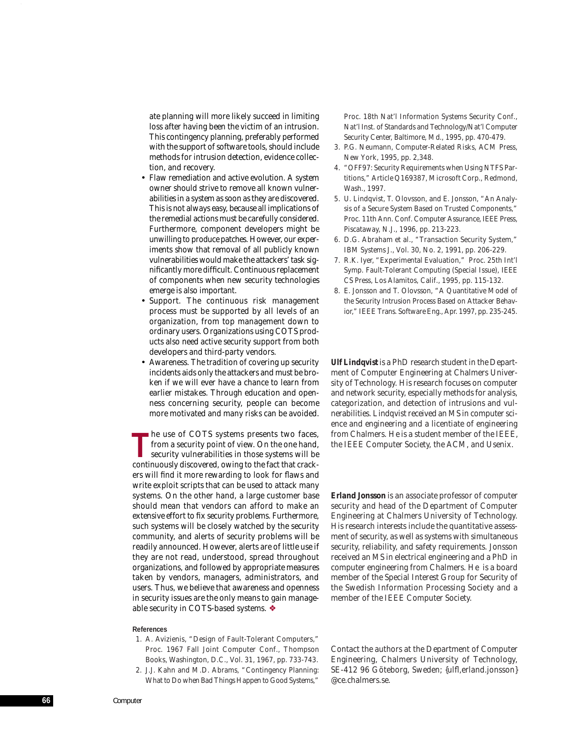ate planning will more likely succeed in limiting loss after having been the victim of an intrusion. This contingency planning, preferably performed with the support of software tools, should include methods for intrusion detection, evidence collection, and recovery.

- Flaw remediation and active evolution. A system owner should strive to remove all known vulnerabilities in a system as soon as they are discovered. This is not always easy, because all implications of the remedial actions must be carefully considered. Furthermore, component developers might be unwilling to produce patches. However, our experiments show that removal of all publicly known vulnerabilities would make the attackers' task significantly more difficult. Continuous replacement of components when new security technologies emerge is also important.
- Support. The continuous risk management process must be supported by all levels of an organization, from top management down to ordinary users. Organizations using COTS products also need active security support from both developers and third-party vendors.
- Awareness. The tradition of covering up security incidents aids only the attackers and must be broken if we will ever have a chance to learn from earlier mistakes. Through education and openness concerning security, people can become more motivated and many risks can be avoided.

The use of COTS systems presents two faces, from a security point of view. On the one hand, security vulnerabilities in those systems will be continuously discovered, owing to the fact that crackers will find it more rewarding to look for flaws and write exploit scripts that can be used to attack many systems. On the other hand, a large customer base should mean that vendors can afford to make an extensive effort to fix security problems. Furthermore, such systems will be closely watched by the security community, and alerts of security problems will be readily announced. However, alerts are of little use if they are not read, understood, spread throughout organizations, and followed by appropriate measures taken by vendors, managers, administrators, and users. Thus, we believe that awareness and openness in security issues are the only means to gain manageable security in COTS-based systems. ❖

#### References

1. A. Avizienis, "Design of Fault-Tolerant Computers," *Proc. 1967 Fall Joint Computer Conf.*, Thompson Books, Washington, D.C., Vol. 31, 1967, pp. 733-743.
2. J.J. Kahn and M.D. Abrams, "Contingency Planning: What to Do when Bad Things Happen to Good Systems," *Proc. 18th Nat'l Information Systems Security Conf.*, Nat'l Inst. of Standards and Technology/Nat'l Computer Security Center, Baltimore, Md., 1995, pp. 470-479.
3. P.G. Neumann, *Computer-Related Risks*, ACM Press, New York, 1995, pp. 2,348.
4. "OFF97: Security Requirements when Using NTFS Partitions," Article Q169387, Microsoft Corp., Redmond, Wash., 1997.
5. U. Lindqvist, T. Olovsson, and E. Jonsson, "An Analysis of a Secure System Based on Trusted Components," *Proc. 11th Ann. Conf. Computer Assurance*, IEEE Press, Piscataway, N.J., 1996, pp. 213-223.
6. D.G. Abraham et al., "Transaction Security System," *IBM Systems J.*, Vol. 30, No. 2, 1991, pp. 206-229.
7. R.K. Iyer, "Experimental Evaluation," *Proc. 25th Int'l Symp. Fault-Tolerant Computing (Special Issue)*, IEEE CS Press, Los Alamitos, Calif., 1995, pp. 115-132.
8. E. Jonsson and T. Olovsson, "A Quantitative Model of the Security Intrusion Process Based on Attacker Behavior," *IEEE Trans. Software Eng.*, Apr. 1997, pp. 235-245.

**Ulf Lindqvist** is a PhD research student in the Department of Computer Engineering at Chalmers University of Technology. His research focuses on computer and network security, especially methods for analysis, categorization, and detection of intrusions and vulnerabilities. Lindqvist received an MS in computer science and engineering and a licentiate of engineering from Chalmers. He is a student member of the IEEE, the IEEE Computer Society, the ACM, and Usenix.

**Erland Jonsson** is an associate professor of computer security and head of the Department of Computer Engineering at Chalmers University of Technology. His research interests include the quantitative assessment of security, as well as systems with simultaneous security, reliability, and safety requirements. Jonsson received an MS in electrical engineering and a PhD in computer engineering from Chalmers. He is a board member of the Special Interest Group for Security of the Swedish Information Processing Society and a member of the IEEE Computer Society.

Contact the authors at the Department of Computer Engineering, Chalmers University of Technology, SE-412 96 Göteborg, Sweden; {ulfl,erland.jonsson}@ce.chalmers.se.